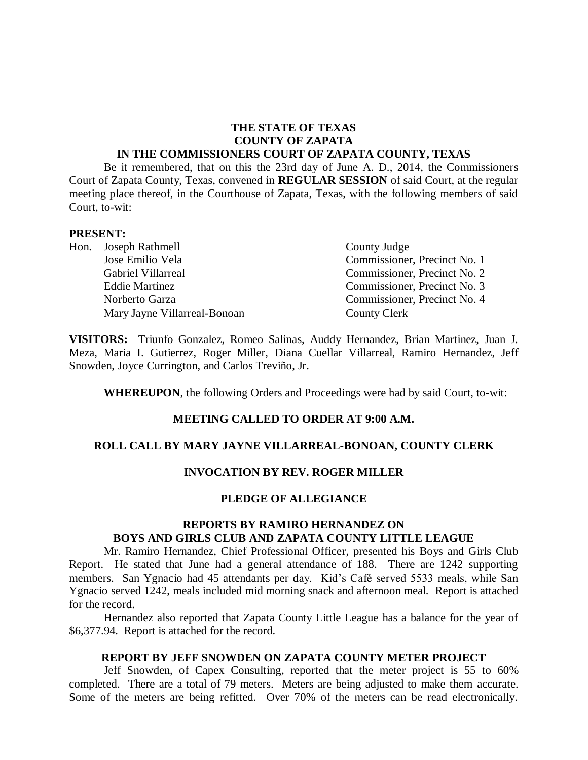**THE STATE OF TEXAS**
**COUNTY OF ZAPATA**
**IN THE COMMISSIONERS COURT OF ZAPATA COUNTY, TEXAS**

Be it remembered, that on this the 23rd day of June A. D., 2014, the Commissioners Court of Zapata County, Texas, convened in **REGULAR SESSION** of said Court, at the regular meeting place thereof, in the Courthouse of Zapata, Texas, with the following members of said Court, to-wit:

**PRESENT:**

| | | |
|---|---|---|
| Hon. | Joseph Rathmell | County Judge |
| | Jose Emilio Vela | Commissioner, Precinct No. 1 |
| | Gabriel Villarreal | Commissioner, Precinct No. 2 |
| | Eddie Martinez | Commissioner, Precinct No. 3 |
| | Norberto Garza | Commissioner, Precinct No. 4 |
| | Mary Jayne Villarreal-Bonoan | County Clerk |

**VISITORS:** Triunfo Gonzalez, Romeo Salinas, Auddy Hernandez, Brian Martinez, Juan J. Meza, Maria I. Gutierrez, Roger Miller, Diana Cuellar Villarreal, Ramiro Hernandez, Jeff Snowden, Joyce Currington, and Carlos Treviño, Jr.

**WHEREUPON**, the following Orders and Proceedings were had by said Court, to-wit:

**MEETING CALLED TO ORDER AT 9:00 A.M.**

**ROLL CALL BY MARY JAYNE VILLARREAL-BONOAN, COUNTY CLERK**

**INVOCATION BY REV. ROGER MILLER**

**PLEDGE OF ALLEGIANCE**

**REPORTS BY RAMIRO HERNANDEZ ON BOYS AND GIRLS CLUB AND ZAPATA COUNTY LITTLE LEAGUE**

Mr. Ramiro Hernandez, Chief Professional Officer, presented his Boys and Girls Club Report. He stated that June had a general attendance of 188. There are 1242 supporting members. San Ygnacio had 45 attendants per day. Kid's Café served 5533 meals, while San Ygnacio served 1242, meals included mid morning snack and afternoon meal. Report is attached for the record.

Hernandez also reported that Zapata County Little League has a balance for the year of $6,377.94. Report is attached for the record.

**REPORT BY JEFF SNOWDEN ON ZAPATA COUNTY METER PROJECT**

Jeff Snowden, of Capex Consulting, reported that the meter project is 55 to 60% completed. There are a total of 79 meters. Meters are being adjusted to make them accurate. Some of the meters are being refitted. Over 70% of the meters can be read electronically.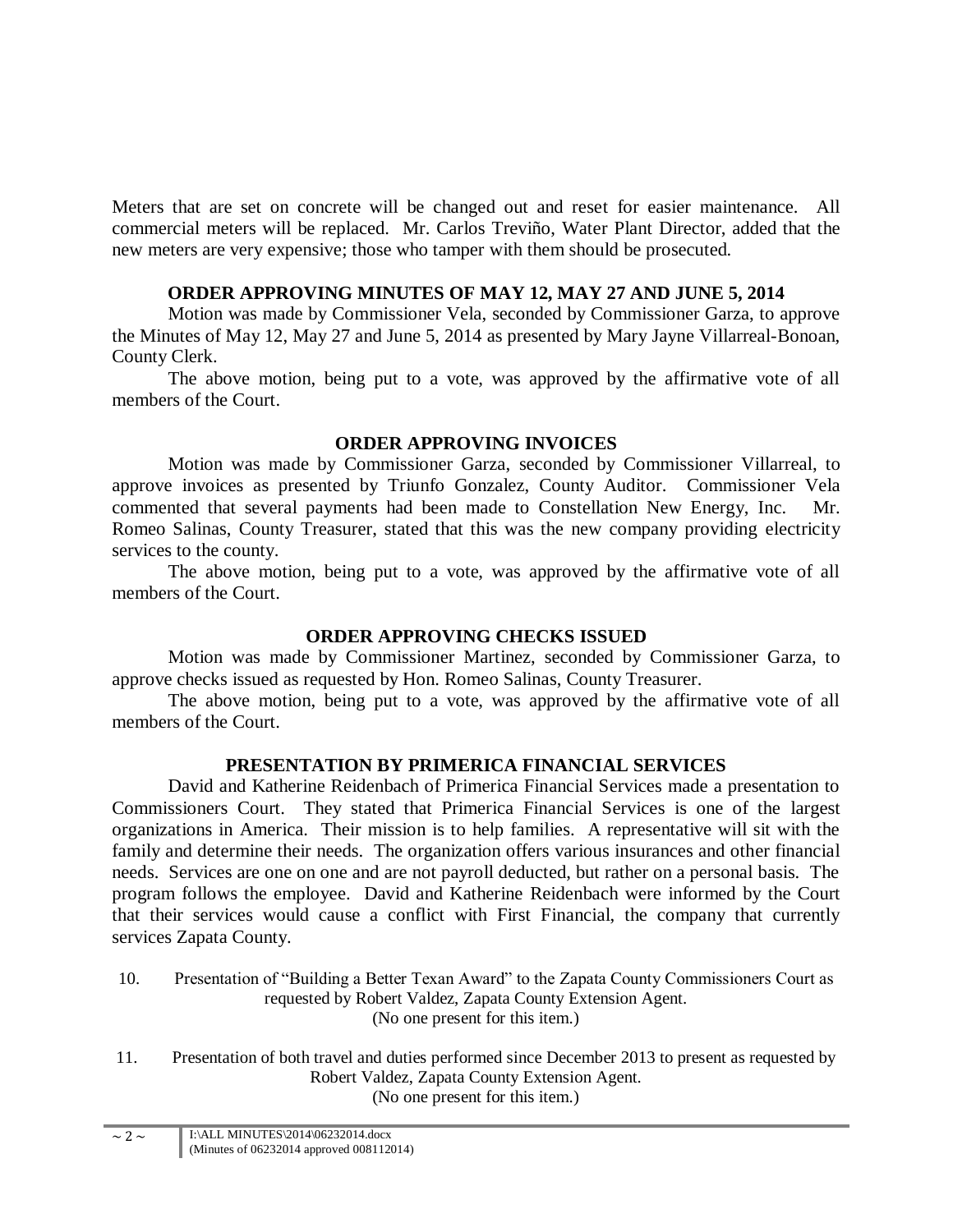Meters that are set on concrete will be changed out and reset for easier maintenance. All commercial meters will be replaced. Mr. Carlos Treviño, Water Plant Director, added that the new meters are very expensive; those who tamper with them should be prosecuted.

**ORDER APPROVING MINUTES OF MAY 12, MAY 27 AND JUNE 5, 2014**

Motion was made by Commissioner Vela, seconded by Commissioner Garza, to approve the Minutes of May 12, May 27 and June 5, 2014 as presented by Mary Jayne Villarreal-Bonoan, County Clerk.

The above motion, being put to a vote, was approved by the affirmative vote of all members of the Court.

**ORDER APPROVING INVOICES**

Motion was made by Commissioner Garza, seconded by Commissioner Villarreal, to approve invoices as presented by Triunfo Gonzalez, County Auditor. Commissioner Vela commented that several payments had been made to Constellation New Energy, Inc. Mr. Romeo Salinas, County Treasurer, stated that this was the new company providing electricity services to the county.

The above motion, being put to a vote, was approved by the affirmative vote of all members of the Court.

**ORDER APPROVING CHECKS ISSUED**

Motion was made by Commissioner Martinez, seconded by Commissioner Garza, to approve checks issued as requested by Hon. Romeo Salinas, County Treasurer.

The above motion, being put to a vote, was approved by the affirmative vote of all members of the Court.

**PRESENTATION BY PRIMERICA FINANCIAL SERVICES**

David and Katherine Reidenbach of Primerica Financial Services made a presentation to Commissioners Court. They stated that Primerica Financial Services is one of the largest organizations in America. Their mission is to help families. A representative will sit with the family and determine their needs. The organization offers various insurances and other financial needs. Services are one on one and are not payroll deducted, but rather on a personal basis. The program follows the employee. David and Katherine Reidenbach were informed by the Court that their services would cause a conflict with First Financial, the company that currently services Zapata County.

10. Presentation of "Building a Better Texan Award" to the Zapata County Commissioners Court as requested by Robert Valdez, Zapata County Extension Agent.
(No one present for this item.)

11. Presentation of both travel and duties performed since December 2013 to present as requested by Robert Valdez, Zapata County Extension Agent.
(No one present for this item.)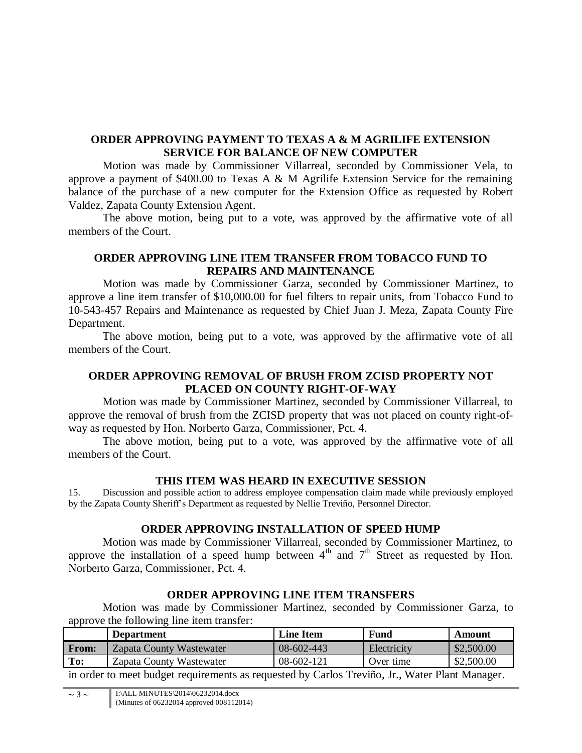## ORDER APPROVING PAYMENT TO TEXAS A & M AGRILIFE EXTENSION SERVICE FOR BALANCE OF NEW COMPUTER

Motion was made by Commissioner Villarreal, seconded by Commissioner Vela, to approve a payment of $400.00 to Texas A & M Agrilife Extension Service for the remaining balance of the purchase of a new computer for the Extension Office as requested by Robert Valdez, Zapata County Extension Agent.

The above motion, being put to a vote, was approved by the affirmative vote of all members of the Court.

## ORDER APPROVING LINE ITEM TRANSFER FROM TOBACCO FUND TO REPAIRS AND MAINTENANCE

Motion was made by Commissioner Garza, seconded by Commissioner Martinez, to approve a line item transfer of $10,000.00 for fuel filters to repair units, from Tobacco Fund to 10-543-457 Repairs and Maintenance as requested by Chief Juan J. Meza, Zapata County Fire Department.

The above motion, being put to a vote, was approved by the affirmative vote of all members of the Court.

## ORDER APPROVING REMOVAL OF BRUSH FROM ZCISD PROPERTY NOT PLACED ON COUNTY RIGHT-OF-WAY

Motion was made by Commissioner Martinez, seconded by Commissioner Villarreal, to approve the removal of brush from the ZCISD property that was not placed on county right-of-way as requested by Hon. Norberto Garza, Commissioner, Pct. 4.

The above motion, being put to a vote, was approved by the affirmative vote of all members of the Court.

## THIS ITEM WAS HEARD IN EXECUTIVE SESSION

15. Discussion and possible action to address employee compensation claim made while previously employed by the Zapata County Sheriff's Department as requested by Nellie Treviño, Personnel Director.

## ORDER APPROVING INSTALLATION OF SPEED HUMP

Motion was made by Commissioner Villarreal, seconded by Commissioner Martinez, to approve the installation of a speed hump between 4th and 7th Street as requested by Hon. Norberto Garza, Commissioner, Pct. 4.

## ORDER APPROVING LINE ITEM TRANSFERS

Motion was made by Commissioner Martinez, seconded by Commissioner Garza, to approve the following line item transfer:

| | Department | Line Item | Fund | Amount |
|---|---|---|---|---|
| **From:** | Zapata County Wastewater | 08-602-443 | Electricity | $2,500.00 |
| **To:** | Zapata County Wastewater | 08-602-121 | Over time | $2,500.00 |

in order to meet budget requirements as requested by Carlos Treviño, Jr., Water Plant Manager.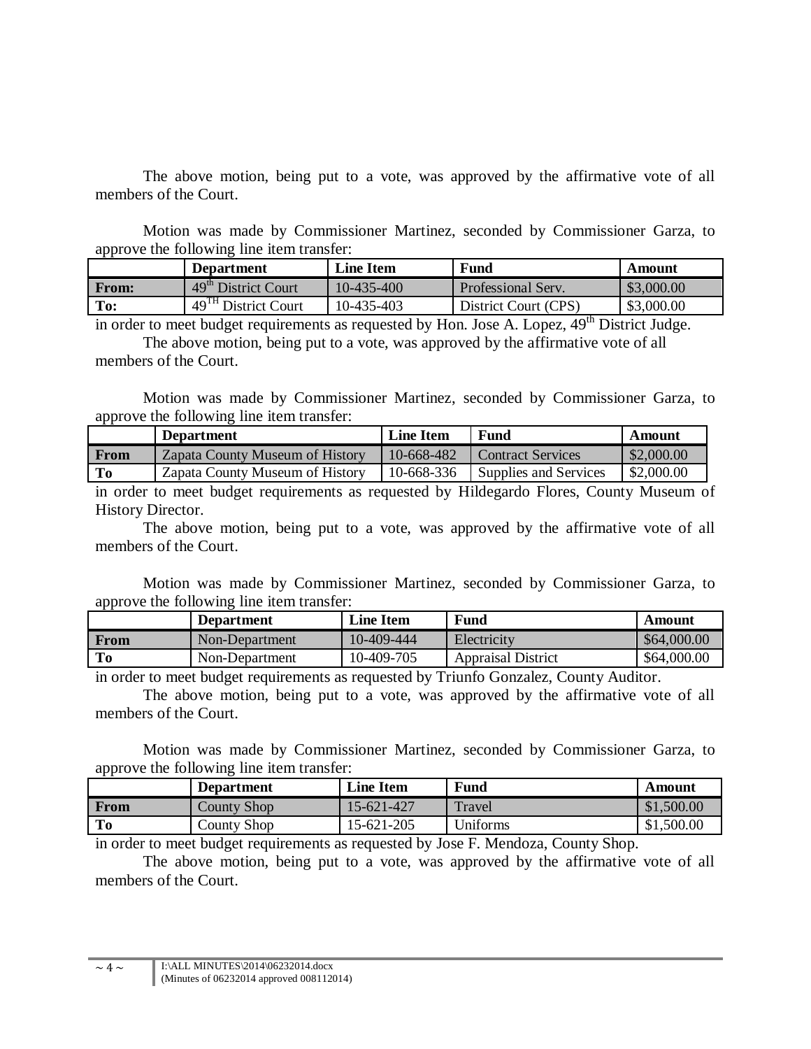The above motion, being put to a vote, was approved by the affirmative vote of all members of the Court.

Motion was made by Commissioner Martinez, seconded by Commissioner Garza, to approve the following line item transfer:

| | Department | Line Item | Fund | Amount |
|---|---|---|---|---|
| **From:** | 49th District Court | 10-435-400 | Professional Serv. | $3,000.00 |
| **To:** | 49TH District Court | 10-435-403 | District Court (CPS) | $3,000.00 |

in order to meet budget requirements as requested by Hon. Jose A. Lopez, 49th District Judge.

The above motion, being put to a vote, was approved by the affirmative vote of all members of the Court.

Motion was made by Commissioner Martinez, seconded by Commissioner Garza, to approve the following line item transfer:

| | Department | Line Item | Fund | Amount |
|---|---|---|---|---|
| **From** | Zapata County Museum of History | 10-668-482 | Contract Services | $2,000.00 |
| **To** | Zapata County Museum of History | 10-668-336 | Supplies and Services | $2,000.00 |

in order to meet budget requirements as requested by Hildegardo Flores, County Museum of History Director.

The above motion, being put to a vote, was approved by the affirmative vote of all members of the Court.

Motion was made by Commissioner Martinez, seconded by Commissioner Garza, to approve the following line item transfer:

| | Department | Line Item | Fund | Amount |
|---|---|---|---|---|
| **From** | Non-Department | 10-409-444 | Electricity | $64,000.00 |
| **To** | Non-Department | 10-409-705 | Appraisal District | $64,000.00 |

in order to meet budget requirements as requested by Triunfo Gonzalez, County Auditor.

The above motion, being put to a vote, was approved by the affirmative vote of all members of the Court.

Motion was made by Commissioner Martinez, seconded by Commissioner Garza, to approve the following line item transfer:

| | Department | Line Item | Fund | Amount |
|---|---|---|---|---|
| **From** | County Shop | 15-621-427 | Travel | $1,500.00 |
| **To** | County Shop | 15-621-205 | Uniforms | $1,500.00 |

in order to meet budget requirements as requested by Jose F. Mendoza, County Shop.

The above motion, being put to a vote, was approved by the affirmative vote of all members of the Court.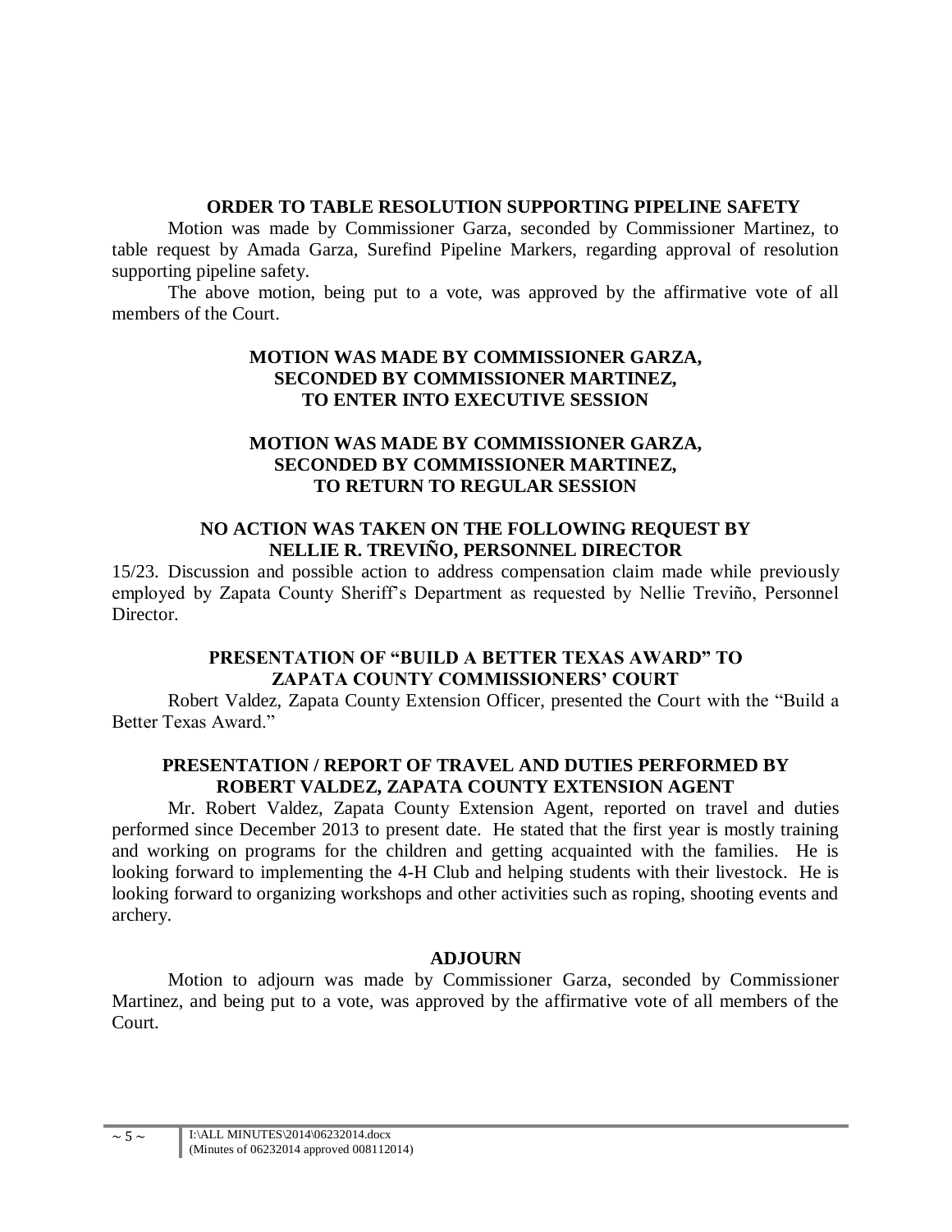### ORDER TO TABLE RESOLUTION SUPPORTING PIPELINE SAFETY

Motion was made by Commissioner Garza, seconded by Commissioner Martinez, to table request by Amada Garza, Surefind Pipeline Markers, regarding approval of resolution supporting pipeline safety.

The above motion, being put to a vote, was approved by the affirmative vote of all members of the Court.

### MOTION WAS MADE BY COMMISSIONER GARZA, SECONDED BY COMMISSIONER MARTINEZ, TO ENTER INTO EXECUTIVE SESSION

### MOTION WAS MADE BY COMMISSIONER GARZA, SECONDED BY COMMISSIONER MARTINEZ, TO RETURN TO REGULAR SESSION

### NO ACTION WAS TAKEN ON THE FOLLOWING REQUEST BY NELLIE R. TREVIÑO, PERSONNEL DIRECTOR

15/23. Discussion and possible action to address compensation claim made while previously employed by Zapata County Sheriff's Department as requested by Nellie Treviño, Personnel Director.

### PRESENTATION OF "BUILD A BETTER TEXAS AWARD" TO ZAPATA COUNTY COMMISSIONERS' COURT

Robert Valdez, Zapata County Extension Officer, presented the Court with the "Build a Better Texas Award."

### PRESENTATION / REPORT OF TRAVEL AND DUTIES PERFORMED BY ROBERT VALDEZ, ZAPATA COUNTY EXTENSION AGENT

Mr. Robert Valdez, Zapata County Extension Agent, reported on travel and duties performed since December 2013 to present date. He stated that the first year is mostly training and working on programs for the children and getting acquainted with the families. He is looking forward to implementing the 4-H Club and helping students with their livestock. He is looking forward to organizing workshops and other activities such as roping, shooting events and archery.

### ADJOURN

Motion to adjourn was made by Commissioner Garza, seconded by Commissioner Martinez, and being put to a vote, was approved by the affirmative vote of all members of the Court.

I:\ALL MINUTES\2014\06232014.docx
(Minutes of 06232014 approved 008112014)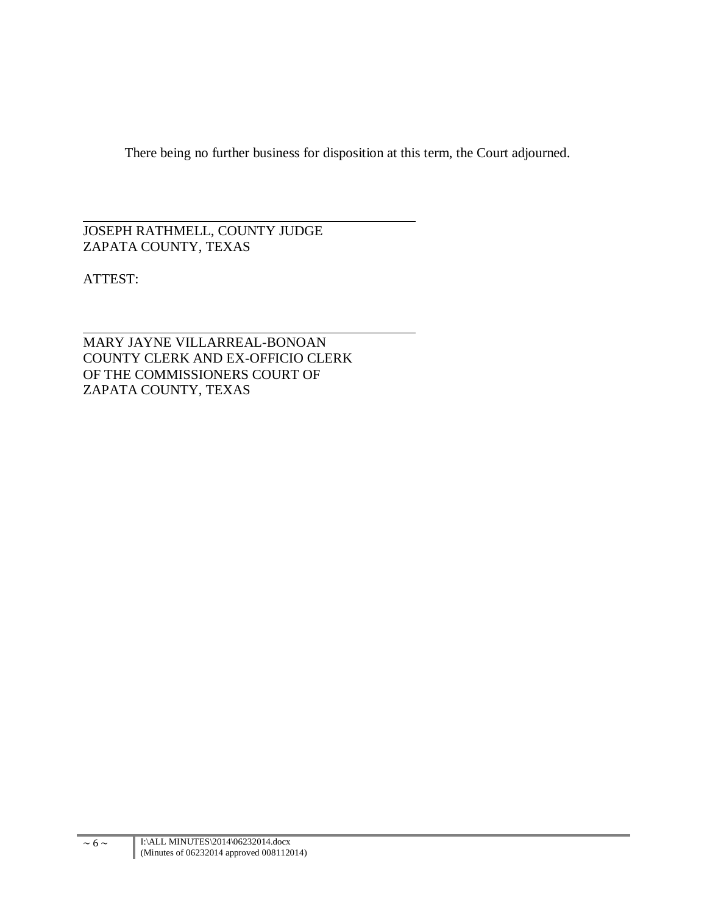There being no further business for disposition at this term, the Court adjourned.

\_\_\_\_\_\_\_\_\_\_\_\_\_\_\_\_\_\_\_\_\_\_\_\_\_\_\_\_\_\_\_\_\_\_\_\_\_\_\_\_

JOSEPH RATHMELL, COUNTY JUDGE
ZAPATA COUNTY, TEXAS

ATTEST:

\_\_\_\_\_\_\_\_\_\_\_\_\_\_\_\_\_\_\_\_\_\_\_\_\_\_\_\_\_\_\_\_\_\_\_\_\_\_\_\_

MARY JAYNE VILLARREAL-BONOAN
COUNTY CLERK AND EX-OFFICIO CLERK
OF THE COMMISSIONERS COURT OF
ZAPATA COUNTY, TEXAS